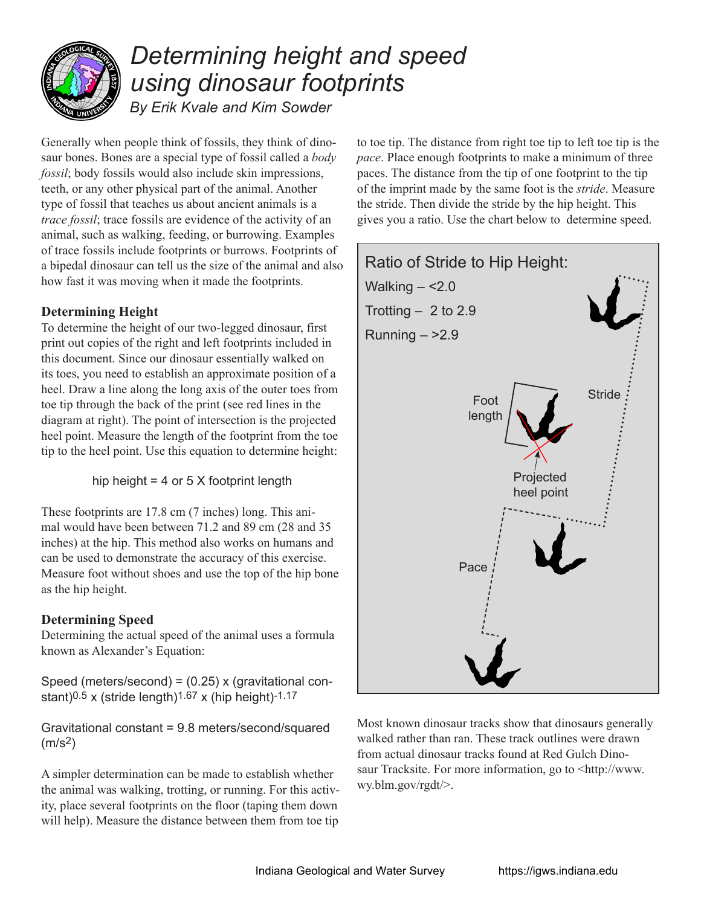# Determining height and speed using dinosaur footprints

*By Erik Kvale and Kim Sowder*

Generally when people think of fossils, they think of dinosaur bones. Bones are a special type of fossil called a *body fossil*; body fossils would also include skin impressions, teeth, or any other physical part of the animal. Another type of fossil that teaches us about ancient animals is a *trace fossil*; trace fossils are evidence of the activity of an animal, such as walking, feeding, or burrowing. Examples of trace fossils include footprints or burrows. Footprints of a bipedal dinosaur can tell us the size of the animal and also how fast it was moving when it made the footprints.

### Determining Height

To determine the height of our two-legged dinosaur, first print out copies of the right and left footprints included in this document. Since our dinosaur essentially walked on its toes, you need to establish an approximate position of a heel. Draw a line along the long axis of the outer toes from toe tip through the back of the print (see red lines in the diagram at right). The point of intersection is the projected heel point. Measure the length of the footprint from the toe tip to the heel point. Use this equation to determine height:

hip height = 4 or 5 X footprint length

These footprints are 17.8 cm (7 inches) long. This animal would have been between 71.2 and 89 cm (28 and 35 inches) at the hip. This method also works on humans and can be used to demonstrate the accuracy of this exercise. Measure foot without shoes and use the top of the hip bone as the hip height.

### Determining Speed

Determining the actual speed of the animal uses a formula known as Alexander's Equation:

Speed (meters/second) = (0.25) x (gravitational constant)$^{0.5}$ x (stride length)$^{1.67}$ x (hip height)$^{-1.17}$

Gravitational constant = 9.8 meters/second/squared (m/s$^2$)

A simpler determination can be made to establish whether the animal was walking, trotting, or running. For this activity, place several footprints on the floor (taping them down will help). Measure the distance between them from toe tip to toe tip. The distance from right toe tip to left toe tip is the *pace*. Place enough footprints to make a minimum of three paces. The distance from the tip of one footprint to the tip of the imprint made by the same foot is the *stride*. Measure the stride. Then divide the stride by the hip height. This gives you a ratio. Use the chart below to determine speed.

Ratio of Stride to Hip Height:

Walking – <2.0

Trotting – 2 to 2.9

Running – >2.9

Foot length

Stride

Projected heel point

Pace

Most known dinosaur tracks show that dinosaurs generally walked rather than ran. These track outlines were drawn from actual dinosaur tracks found at Red Gulch Dinosaur Tracksite. For more information, go to <http://www.wy.blm.gov/rgdt/>.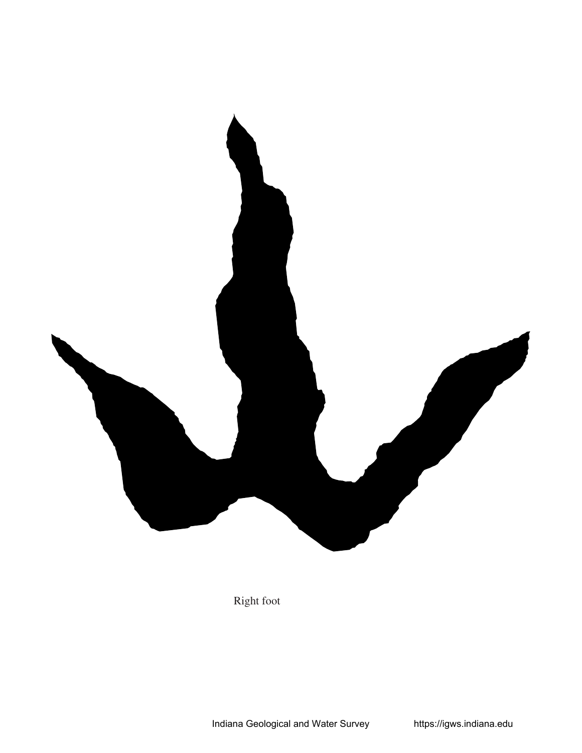Right foot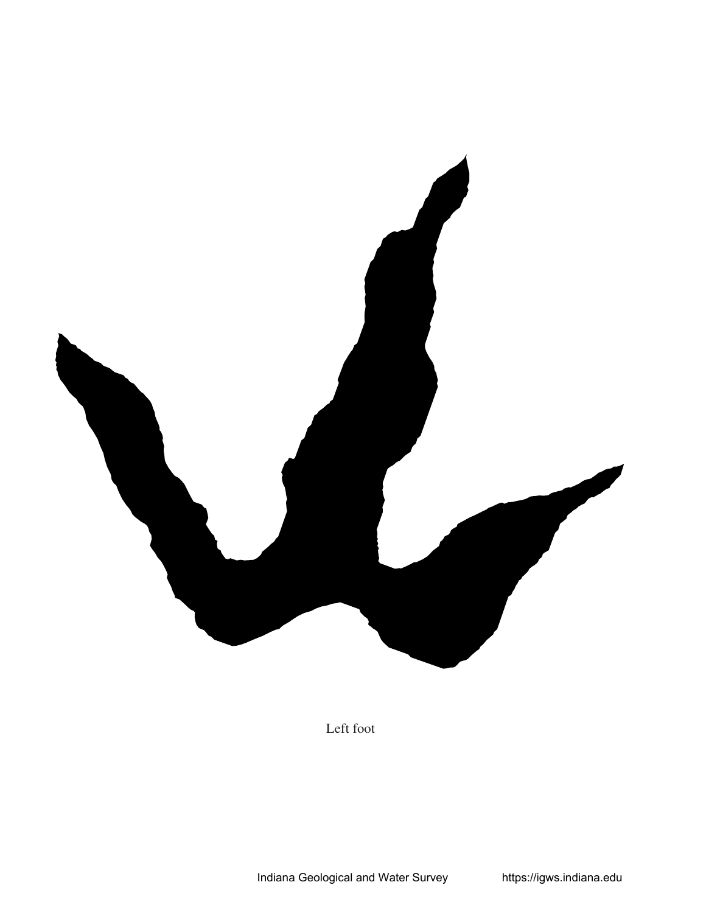Left foot